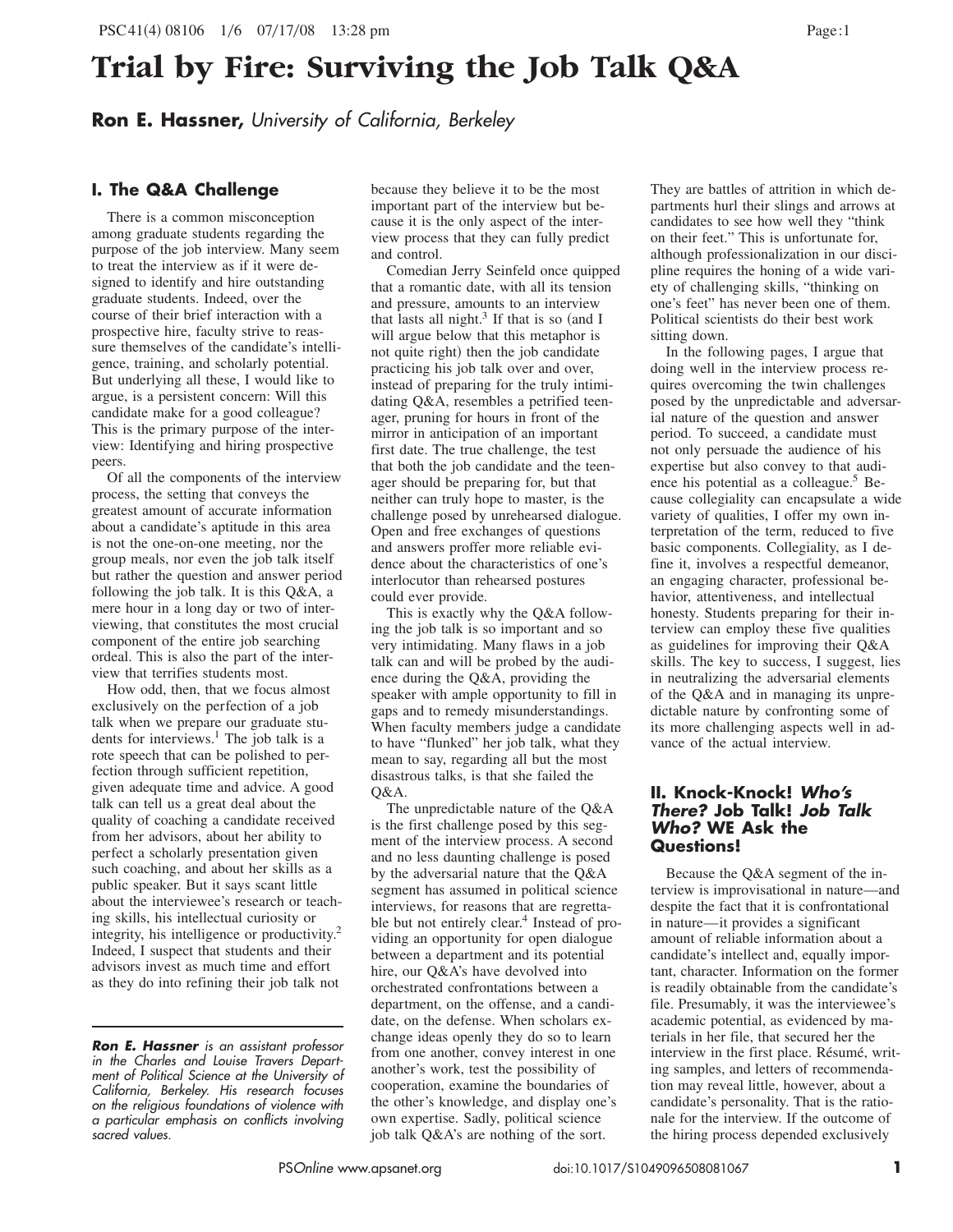# Trial by Fire: Surviving the Job Talk Q&A

**Ron E. Hassner,** *University of California, Berkeley*

## I. The Q&A Challenge

There is a common misconception among graduate students regarding the purpose of the job interview. Many seem to treat the interview as if it were designed to identify and hire outstanding graduate students. Indeed, over the course of their brief interaction with a prospective hire, faculty strive to reassure themselves of the candidate's intelligence, training, and scholarly potential. But underlying all these, I would like to argue, is a persistent concern: Will this candidate make for a good colleague? This is the primary purpose of the interview: Identifying and hiring prospective peers.

Of all the components of the interview process, the setting that conveys the greatest amount of accurate information about a candidate's aptitude in this area is not the one-on-one meeting, nor the group meals, nor even the job talk itself but rather the question and answer period following the job talk. It is this Q&A, a mere hour in a long day or two of interviewing, that constitutes the most crucial component of the entire job searching ordeal. This is also the part of the interview that terrifies students most.

How odd, then, that we focus almost exclusively on the perfection of a job talk when we prepare our graduate students for interviews.[1] The job talk is a rote speech that can be polished to perfection through sufficient repetition, given adequate time and advice. A good talk can tell us a great deal about the quality of coaching a candidate received from her advisors, about her ability to perfect a scholarly presentation given such coaching, and about her skills as a public speaker. But it says scant little about the interviewee's research or teaching skills, his intellectual curiosity or integrity, his intelligence or productivity.[2] Indeed, I suspect that students and their advisors invest as much time and effort as they do into refining their job talk not because they believe it to be the most important part of the interview but because it is the only aspect of the interview process that they can fully predict and control.

Comedian Jerry Seinfeld once quipped that a romantic date, with all its tension and pressure, amounts to an interview that lasts all night.[3] If that is so (and I will argue below that this metaphor is not quite right) then the job candidate practicing his job talk over and over, instead of preparing for the truly intimidating Q&A, resembles a petrified teenager, pruning for hours in front of the mirror in anticipation of an important first date. The true challenge, the test that both the job candidate and the teenager should be preparing for, but that neither can truly hope to master, is the challenge posed by unrehearsed dialogue. Open and free exchanges of questions and answers proffer more reliable evidence about the characteristics of one's interlocutor than rehearsed postures could ever provide.

This is exactly why the Q&A following the job talk is so important and so very intimidating. Many flaws in a job talk can and will be probed by the audience during the Q&A, providing the speaker with ample opportunity to fill in gaps and to remedy misunderstandings. When faculty members judge a candidate to have "flunked" her job talk, what they mean to say, regarding all but the most disastrous talks, is that she failed the Q&A.

The unpredictable nature of the Q&A is the first challenge posed by this segment of the interview process. A second and no less daunting challenge is posed by the adversarial nature that the Q&A segment has assumed in political science interviews, for reasons that are regrettable but not entirely clear.[4] Instead of providing an opportunity for open dialogue between a department and its potential hire, our Q&A's have devolved into orchestrated confrontations between a department, on the offense, and a candidate, on the defense. When scholars exchange ideas openly they do so to learn from one another, convey interest in one another's work, test the possibility of cooperation, examine the boundaries of the other's knowledge, and display one's own expertise. Sadly, political science job talk Q&A's are nothing of the sort. They are battles of attrition in which departments hurl their slings and arrows at candidates to see how well they "think on their feet." This is unfortunate for, although professionalization in our discipline requires the honing of a wide variety of challenging skills, "thinking on one's feet" has never been one of them. Political scientists do their best work sitting down.

In the following pages, I argue that doing well in the interview process requires overcoming the twin challenges posed by the unpredictable and adversarial nature of the question and answer period. To succeed, a candidate must not only persuade the audience of his expertise but also convey to that audience his potential as a colleague.[5] Because collegiality can encapsulate a wide variety of qualities, I offer my own interpretation of the term, reduced to five basic components. Collegiality, as I define it, involves a respectful demeanor, an engaging character, professional behavior, attentiveness, and intellectual honesty. Students preparing for their interview can employ these five qualities as guidelines for improving their Q&A skills. The key to success, I suggest, lies in neutralizing the adversarial elements of the Q&A and in managing its unpredictable nature by confronting some of its more challenging aspects well in advance of the actual interview.

## II. Knock-Knock! *Who's There?* Job Talk! *Job Talk Who?* WE Ask the Questions!

Because the Q&A segment of the interview is improvisational in nature—and despite the fact that it is confrontational in nature—it provides a significant amount of reliable information about a candidate's intellect and, equally important, character. Information on the former is readily obtainable from the candidate's file. Presumably, it was the interviewee's academic potential, as evidenced by materials in her file, that secured her the interview in the first place. Résumé, writing samples, and letters of recommendation may reveal little, however, about a candidate's personality. That is the rationale for the interview. If the outcome of the hiring process depended exclusively

---

***Ron E. Hassner*** *is an assistant professor in the Charles and Louise Travers Department of Political Science at the University of California, Berkeley. His research focuses on the religious foundations of violence with a particular emphasis on conflicts involving sacred values.*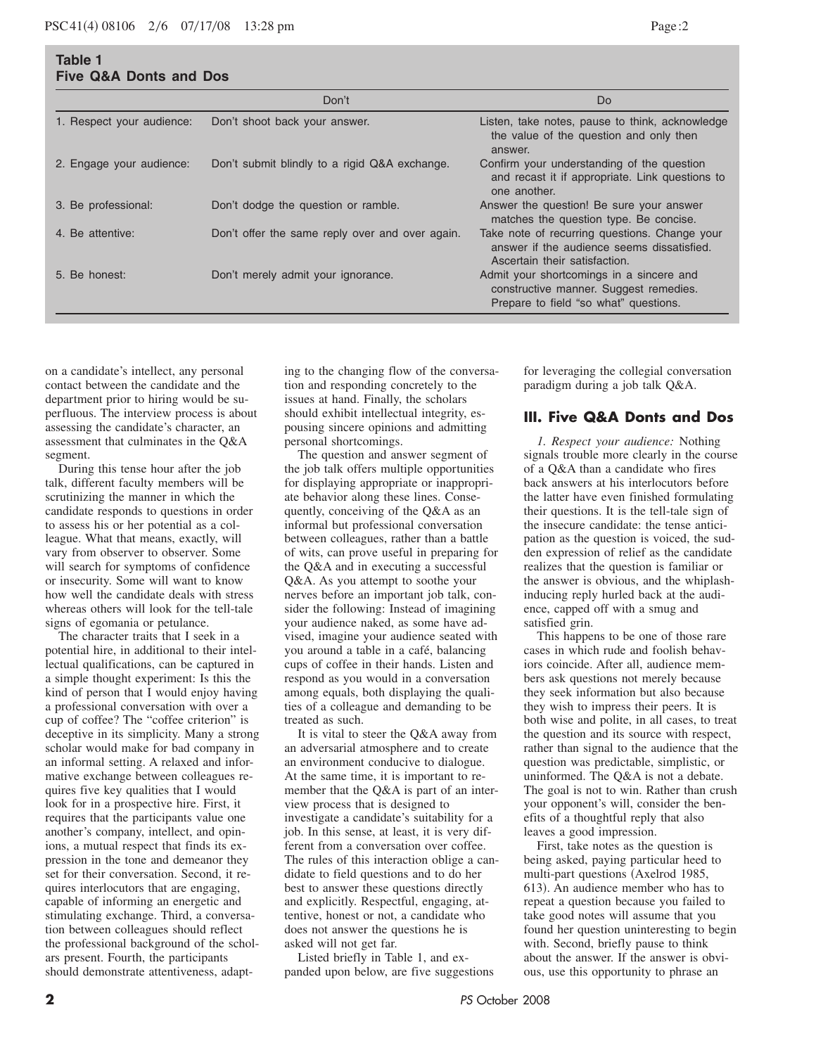**Table 1**
**Five Q&A Donts and Dos**

| | Don't | Do |
|---|---|---|
| 1. Respect your audience: | Don't shoot back your answer. | Listen, take notes, pause to think, acknowledge the value of the question and only then answer. |
| 2. Engage your audience: | Don't submit blindly to a rigid Q&A exchange. | Confirm your understanding of the question and recast it if appropriate. Link questions to one another. |
| 3. Be professional: | Don't dodge the question or ramble. | Answer the question! Be sure your answer matches the question type. Be concise. |
| 4. Be attentive: | Don't offer the same reply over and over again. | Take note of recurring questions. Change your answer if the audience seems dissatisfied. Ascertain their satisfaction. |
| 5. Be honest: | Don't merely admit your ignorance. | Admit your shortcomings in a sincere and constructive manner. Suggest remedies. Prepare to field "so what" questions. |

on a candidate's intellect, any personal contact between the candidate and the department prior to hiring would be superfluous. The interview process is about assessing the candidate's character, an assessment that culminates in the Q&A segment.

During this tense hour after the job talk, different faculty members will be scrutinizing the manner in which the candidate responds to questions in order to assess his or her potential as a colleague. What that means, exactly, will vary from observer to observer. Some will search for symptoms of confidence or insecurity. Some will want to know how well the candidate deals with stress whereas others will look for the tell-tale signs of egomania or petulance.

The character traits that I seek in a potential hire, in additional to their intellectual qualifications, can be captured in a simple thought experiment: Is this the kind of person that I would enjoy having a professional conversation with over a cup of coffee? The "coffee criterion" is deceptive in its simplicity. Many a strong scholar would make for bad company in an informal setting. A relaxed and informative exchange between colleagues requires five key qualities that I would look for in a prospective hire. First, it requires that the participants value one another's company, intellect, and opinions, a mutual respect that finds its expression in the tone and demeanor they set for their conversation. Second, it requires interlocutors that are engaging, capable of informing an energetic and stimulating exchange. Third, a conversation between colleagues should reflect the professional background of the scholars present. Fourth, the participants should demonstrate attentiveness, adapting to the changing flow of the conversation and responding concretely to the issues at hand. Finally, the scholars should exhibit intellectual integrity, espousing sincere opinions and admitting personal shortcomings.

The question and answer segment of the job talk offers multiple opportunities for displaying appropriate or inappropriate behavior along these lines. Consequently, conceiving of the Q&A as an informal but professional conversation between colleagues, rather than a battle of wits, can prove useful in preparing for the Q&A and in executing a successful Q&A. As you attempt to soothe your nerves before an important job talk, consider the following: Instead of imagining your audience naked, as some have advised, imagine your audience seated with you around a table in a café, balancing cups of coffee in their hands. Listen and respond as you would in a conversation among equals, both displaying the qualities of a colleague and demanding to be treated as such.

It is vital to steer the Q&A away from an adversarial atmosphere and to create an environment conducive to dialogue. At the same time, it is important to remember that the Q&A is part of an interview process that is designed to investigate a candidate's suitability for a job. In this sense, at least, it is very different from a conversation over coffee. The rules of this interaction oblige a candidate to field questions and to do her best to answer these questions directly and explicitly. Respectful, engaging, attentive, honest or not, a candidate who does not answer the questions he is asked will not get far.

Listed briefly in Table 1, and expanded upon below, are five suggestions for leveraging the collegial conversation paradigm during a job talk Q&A.

## III. Five Q&A Donts and Dos

*1. Respect your audience:* Nothing signals trouble more clearly in the course of a Q&A than a candidate who fires back answers at his interlocutors before the latter have even finished formulating their questions. It is the tell-tale sign of the insecure candidate: the tense anticipation as the question is voiced, the sudden expression of relief as the candidate realizes that the question is familiar or the answer is obvious, and the whiplash-inducing reply hurled back at the audience, capped off with a smug and satisfied grin.

This happens to be one of those rare cases in which rude and foolish behaviors coincide. After all, audience members ask questions not merely because they seek information but also because they wish to impress their peers. It is both wise and polite, in all cases, to treat the question and its source with respect, rather than signal to the audience that the question was predictable, simplistic, or uninformed. The Q&A is not a debate. The goal is not to win. Rather than crush your opponent's will, consider the benefits of a thoughtful reply that also leaves a good impression.

First, take notes as the question is being asked, paying particular heed to multi-part questions (Axelrod 1985, 613). An audience member who has to repeat a question because you failed to take good notes will assume that you found her question uninteresting to begin with. Second, briefly pause to think about the answer. If the answer is obvious, use this opportunity to phrase an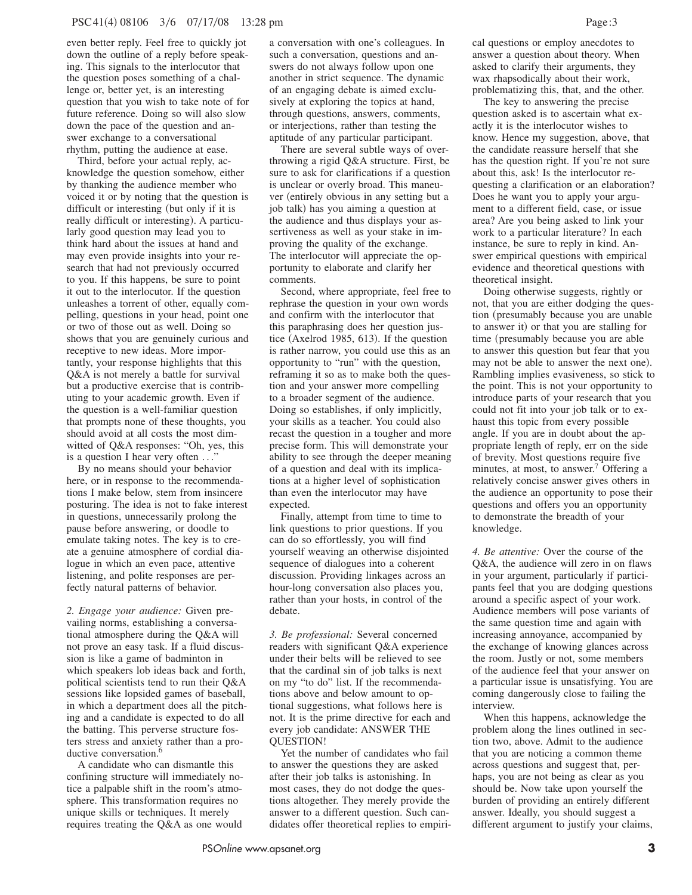even better reply. Feel free to quickly jot down the outline of a reply before speaking. This signals to the interlocutor that the question poses something of a challenge or, better yet, is an interesting question that you wish to take note of for future reference. Doing so will also slow down the pace of the question and answer exchange to a conversational rhythm, putting the audience at ease.

Third, before your actual reply, acknowledge the question somehow, either by thanking the audience member who voiced it or by noting that the question is difficult or interesting (but only if it is really difficult or interesting). A particularly good question may lead you to think hard about the issues at hand and may even provide insights into your research that had not previously occurred to you. If this happens, be sure to point it out to the interlocutor. If the question unleashes a torrent of other, equally compelling, questions in your head, point one or two of those out as well. Doing so shows that you are genuinely curious and receptive to new ideas. More importantly, your response highlights that this Q&A is not merely a battle for survival but a productive exercise that is contributing to your academic growth. Even if the question is a well-familiar question that prompts none of these thoughts, you should avoid at all costs the most dimwitted of Q&A responses: "Oh, yes, this is a question I hear very often . . ."

By no means should your behavior here, or in response to the recommendations I make below, stem from insincere posturing. The idea is not to fake interest in questions, unnecessarily prolong the pause before answering, or doodle to emulate taking notes. The key is to create a genuine atmosphere of cordial dialogue in which an even pace, attentive listening, and polite responses are perfectly natural patterns of behavior.

*2. Engage your audience:* Given prevailing norms, establishing a conversational atmosphere during the Q&A will not prove an easy task. If a fluid discussion is like a game of badminton in which speakers lob ideas back and forth, political scientists tend to run their Q&A sessions like lopsided games of baseball, in which a department does all the pitching and a candidate is expected to do all the batting. This perverse structure fosters stress and anxiety rather than a productive conversation.[6]

A candidate who can dismantle this confining structure will immediately notice a palpable shift in the room's atmosphere. This transformation requires no unique skills or techniques. It merely requires treating the Q&A as one would a conversation with one's colleagues. In such a conversation, questions and answers do not always follow upon one another in strict sequence. The dynamic of an engaging debate is aimed exclusively at exploring the topics at hand, through questions, answers, comments, or interjections, rather than testing the aptitude of any particular participant.

There are several subtle ways of overthrowing a rigid Q&A structure. First, be sure to ask for clarifications if a question is unclear or overly broad. This maneuver (entirely obvious in any setting but a job talk) has you aiming a question at the audience and thus displays your assertiveness as well as your stake in improving the quality of the exchange. The interlocutor will appreciate the opportunity to elaborate and clarify her comments.

Second, where appropriate, feel free to rephrase the question in your own words and confirm with the interlocutor that this paraphrasing does her question justice (Axelrod 1985, 613). If the question is rather narrow, you could use this as an opportunity to "run" with the question, reframing it so as to make both the question and your answer more compelling to a broader segment of the audience. Doing so establishes, if only implicitly, your skills as a teacher. You could also recast the question in a tougher and more precise form. This will demonstrate your ability to see through the deeper meaning of a question and deal with its implications at a higher level of sophistication than even the interlocutor may have expected.

Finally, attempt from time to time to link questions to prior questions. If you can do so effortlessly, you will find yourself weaving an otherwise disjointed sequence of dialogues into a coherent discussion. Providing linkages across an hour-long conversation also places you, rather than your hosts, in control of the debate.

*3. Be professional:* Several concerned readers with significant Q&A experience under their belts will be relieved to see that the cardinal sin of job talks is next on my "to do" list. If the recommendations above and below amount to optional suggestions, what follows here is not. It is the prime directive for each and every job candidate: ANSWER THE QUESTION!

Yet the number of candidates who fail to answer the questions they are asked after their job talks is astonishing. In most cases, they do not dodge the questions altogether. They merely provide the answer to a different question. Such candidates offer theoretical replies to empirical questions or employ anecdotes to answer a question about theory. When asked to clarify their arguments, they wax rhapsodically about their work, problematizing this, that, and the other.

The key to answering the precise question asked is to ascertain what exactly it is the interlocutor wishes to know. Hence my suggestion, above, that the candidate reassure herself that she has the question right. If you're not sure about this, ask! Is the interlocutor requesting a clarification or an elaboration? Does he want you to apply your argument to a different field, case, or issue area? Are you being asked to link your work to a particular literature? In each instance, be sure to reply in kind. Answer empirical questions with empirical evidence and theoretical questions with theoretical insight.

Doing otherwise suggests, rightly or not, that you are either dodging the question (presumably because you are unable to answer it) or that you are stalling for time (presumably because you are able to answer this question but fear that you may not be able to answer the next one). Rambling implies evasiveness, so stick to the point. This is not your opportunity to introduce parts of your research that you could not fit into your job talk or to exhaust this topic from every possible angle. If you are in doubt about the appropriate length of reply, err on the side of brevity. Most questions require five minutes, at most, to answer.[7] Offering a relatively concise answer gives others in the audience an opportunity to pose their questions and offers you an opportunity to demonstrate the breadth of your knowledge.

*4. Be attentive:* Over the course of the Q&A, the audience will zero in on flaws in your argument, particularly if participants feel that you are dodging questions around a specific aspect of your work. Audience members will pose variants of the same question time and again with increasing annoyance, accompanied by the exchange of knowing glances across the room. Justly or not, some members of the audience feel that your answer on a particular issue is unsatisfying. You are coming dangerously close to failing the interview.

When this happens, acknowledge the problem along the lines outlined in section two, above. Admit to the audience that you are noticing a common theme across questions and suggest that, perhaps, you are not being as clear as you should be. Now take upon yourself the burden of providing an entirely different answer. Ideally, you should suggest a different argument to justify your claims,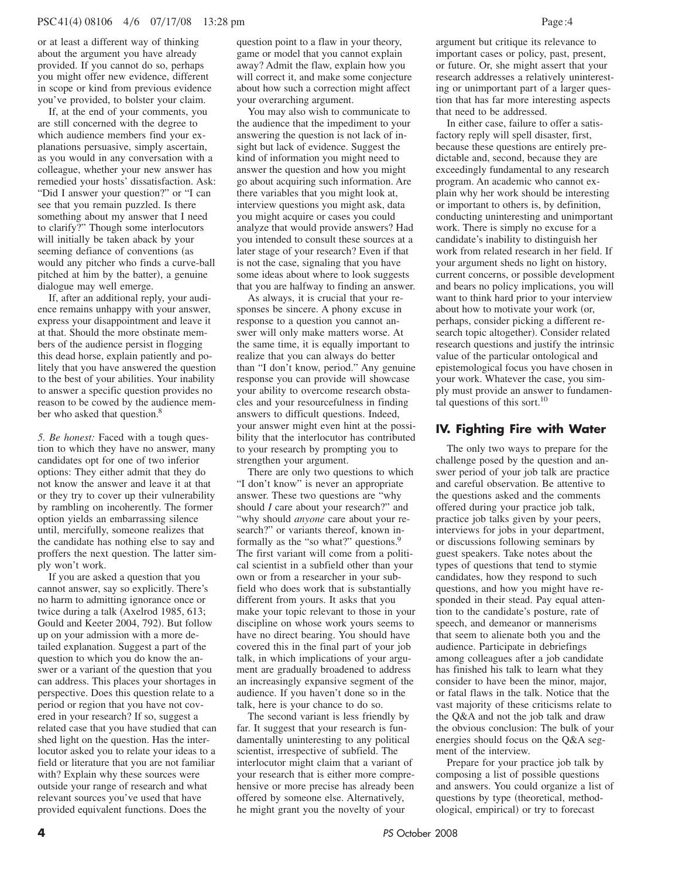or at least a different way of thinking about the argument you have already provided. If you cannot do so, perhaps you might offer new evidence, different in scope or kind from previous evidence you've provided, to bolster your claim.

If, at the end of your comments, you are still concerned with the degree to which audience members find your explanations persuasive, simply ascertain, as you would in any conversation with a colleague, whether your new answer has remedied your hosts' dissatisfaction. Ask: "Did I answer your question?" or "I can see that you remain puzzled. Is there something about my answer that I need to clarify?" Though some interlocutors will initially be taken aback by your seeming defiance of conventions (as would any pitcher who finds a curve-ball pitched at him by the batter), a genuine dialogue may well emerge.

If, after an additional reply, your audience remains unhappy with your answer, express your disappointment and leave it at that. Should the more obstinate members of the audience persist in flogging this dead horse, explain patiently and politely that you have answered the question to the best of your abilities. Your inability to answer a specific question provides no reason to be cowed by the audience member who asked that question.[8]

*5. Be honest:* Faced with a tough question to which they have no answer, many candidates opt for one of two inferior options: They either admit that they do not know the answer and leave it at that or they try to cover up their vulnerability by rambling on incoherently. The former option yields an embarrassing silence until, mercifully, someone realizes that the candidate has nothing else to say and proffers the next question. The latter simply won't work.

If you are asked a question that you cannot answer, say so explicitly. There's no harm to admitting ignorance once or twice during a talk (Axelrod 1985, 613; Gould and Keeter 2004, 792). But follow up on your admission with a more detailed explanation. Suggest a part of the question to which you do know the answer or a variant of the question that you can address. This places your shortages in perspective. Does this question relate to a period or region that you have not covered in your research? If so, suggest a related case that you have studied that can shed light on the question. Has the interlocutor asked you to relate your ideas to a field or literature that you are not familiar with? Explain why these sources were outside your range of research and what relevant sources you've used that have provided equivalent functions. Does the question point to a flaw in your theory, game or model that you cannot explain away? Admit the flaw, explain how you will correct it, and make some conjecture about how such a correction might affect your overarching argument.

You may also wish to communicate to the audience that the impediment to your answering the question is not lack of insight but lack of evidence. Suggest the kind of information you might need to answer the question and how you might go about acquiring such information. Are there variables that you might look at, interview questions you might ask, data you might acquire or cases you could analyze that would provide answers? Had you intended to consult these sources at a later stage of your research? Even if that is not the case, signaling that you have some ideas about where to look suggests that you are halfway to finding an answer.

As always, it is crucial that your responses be sincere. A phony excuse in response to a question you cannot answer will only make matters worse. At the same time, it is equally important to realize that you can always do better than "I don't know, period." Any genuine response you can provide will showcase your ability to overcome research obstacles and your resourcefulness in finding answers to difficult questions. Indeed, your answer might even hint at the possibility that the interlocutor has contributed to your research by prompting you to strengthen your argument.

There are only two questions to which "I don't know" is never an appropriate answer. These two questions are "why should *I* care about your research?" and "why should *anyone* care about your research?" or variants thereof, known informally as the "so what?" questions.[9] The first variant will come from a political scientist in a subfield other than your own or from a researcher in your subfield who does work that is substantially different from yours. It asks that you make your topic relevant to those in your discipline on whose work yours seems to have no direct bearing. You should have covered this in the final part of your job talk, in which implications of your argument are gradually broadened to address an increasingly expansive segment of the audience. If you haven't done so in the talk, here is your chance to do so.

The second variant is less friendly by far. It suggest that your research is fundamentally uninteresting to any political scientist, irrespective of subfield. The interlocutor might claim that a variant of your research that is either more comprehensive or more precise has already been offered by someone else. Alternatively, he might grant you the novelty of your argument but critique its relevance to important cases or policy, past, present, or future. Or, she might assert that your research addresses a relatively uninteresting or unimportant part of a larger question that has far more interesting aspects that need to be addressed.

In either case, failure to offer a satisfactory reply will spell disaster, first, because these questions are entirely predictable and, second, because they are exceedingly fundamental to any research program. An academic who cannot explain why her work should be interesting or important to others is, by definition, conducting uninteresting and unimportant work. There is simply no excuse for a candidate's inability to distinguish her work from related research in her field. If your argument sheds no light on history, current concerns, or possible development and bears no policy implications, you will want to think hard prior to your interview about how to motivate your work (or, perhaps, consider picking a different research topic altogether). Consider related research questions and justify the intrinsic value of the particular ontological and epistemological focus you have chosen in your work. Whatever the case, you simply must provide an answer to fundamental questions of this sort.[10]

## IV. Fighting Fire with Water

The only two ways to prepare for the challenge posed by the question and answer period of your job talk are practice and careful observation. Be attentive to the questions asked and the comments offered during your practice job talk, practice job talks given by your peers, interviews for jobs in your department, or discussions following seminars by guest speakers. Take notes about the types of questions that tend to stymie candidates, how they respond to such questions, and how you might have responded in their stead. Pay equal attention to the candidate's posture, rate of speech, and demeanor or mannerisms that seem to alienate both you and the audience. Participate in debriefings among colleagues after a job candidate has finished his talk to learn what they consider to have been the minor, major, or fatal flaws in the talk. Notice that the vast majority of these criticisms relate to the Q&A and not the job talk and draw the obvious conclusion: The bulk of your energies should focus on the Q&A segment of the interview.

Prepare for your practice job talk by composing a list of possible questions and answers. You could organize a list of questions by type (theoretical, methodological, empirical) or try to forecast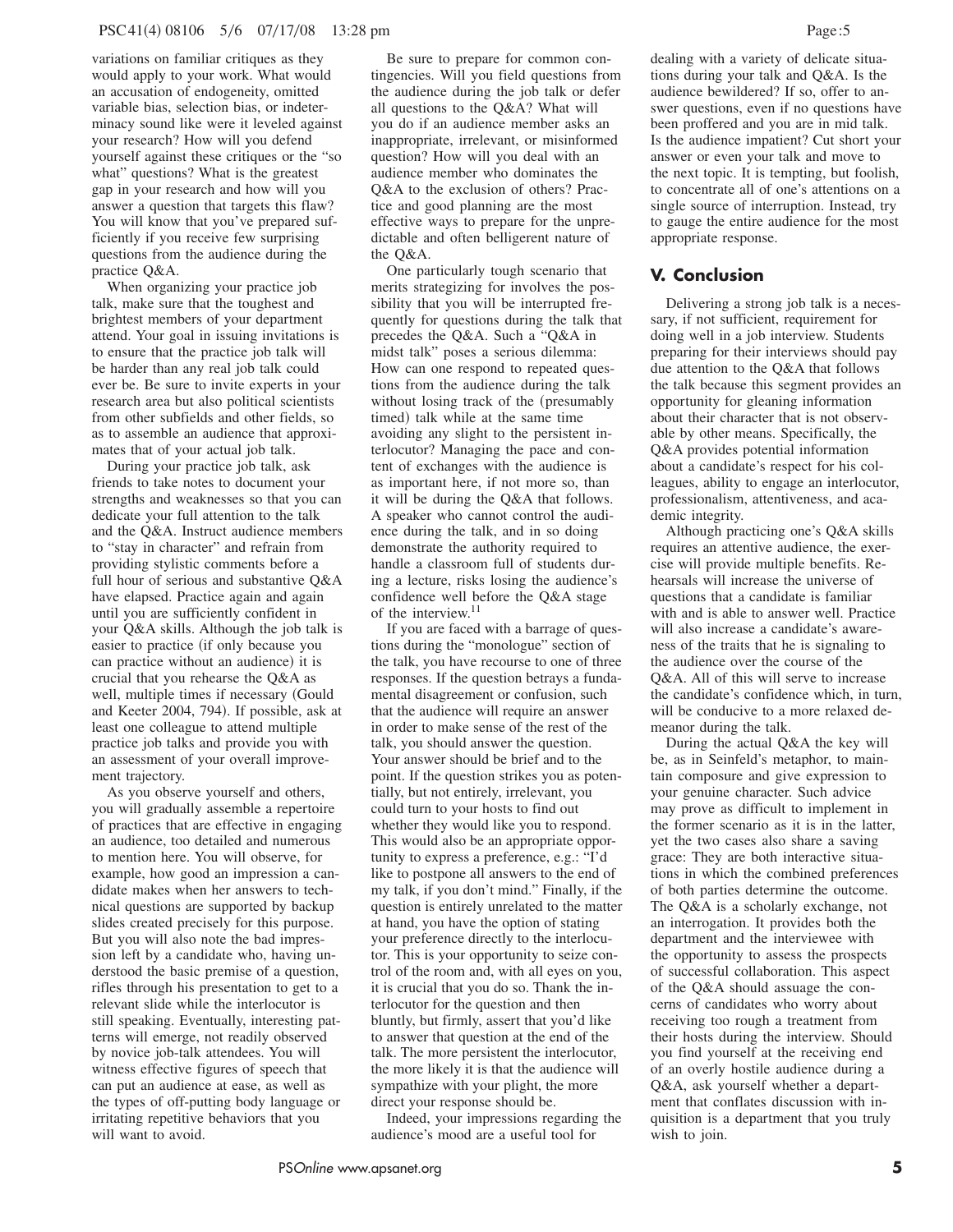variations on familiar critiques as they would apply to your work. What would an accusation of endogeneity, omitted variable bias, selection bias, or indeterminacy sound like were it leveled against your research? How will you defend yourself against these critiques or the "so what" questions? What is the greatest gap in your research and how will you answer a question that targets this flaw? You will know that you've prepared sufficiently if you receive few surprising questions from the audience during the practice Q&A.

When organizing your practice job talk, make sure that the toughest and brightest members of your department attend. Your goal in issuing invitations is to ensure that the practice job talk will be harder than any real job talk could ever be. Be sure to invite experts in your research area but also political scientists from other subfields and other fields, so as to assemble an audience that approximates that of your actual job talk.

During your practice job talk, ask friends to take notes to document your strengths and weaknesses so that you can dedicate your full attention to the talk and the Q&A. Instruct audience members to "stay in character" and refrain from providing stylistic comments before a full hour of serious and substantive Q&A have elapsed. Practice again and again until you are sufficiently confident in your Q&A skills. Although the job talk is easier to practice (if only because you can practice without an audience) it is crucial that you rehearse the Q&A as well, multiple times if necessary (Gould and Keeter 2004, 794). If possible, ask at least one colleague to attend multiple practice job talks and provide you with an assessment of your overall improvement trajectory.

As you observe yourself and others, you will gradually assemble a repertoire of practices that are effective in engaging an audience, too detailed and numerous to mention here. You will observe, for example, how good an impression a candidate makes when her answers to technical questions are supported by backup slides created precisely for this purpose. But you will also note the bad impression left by a candidate who, having understood the basic premise of a question, rifles through his presentation to get to a relevant slide while the interlocutor is still speaking. Eventually, interesting patterns will emerge, not readily observed by novice job-talk attendees. You will witness effective figures of speech that can put an audience at ease, as well as the types of off-putting body language or irritating repetitive behaviors that you will want to avoid.

Be sure to prepare for common contingencies. Will you field questions from the audience during the job talk or defer all questions to the Q&A? What will you do if an audience member asks an inappropriate, irrelevant, or misinformed question? How will you deal with an audience member who dominates the Q&A to the exclusion of others? Practice and good planning are the most effective ways to prepare for the unpredictable and often belligerent nature of the Q&A.

One particularly tough scenario that merits strategizing for involves the possibility that you will be interrupted frequently for questions during the talk that precedes the Q&A. Such a "Q&A in midst talk" poses a serious dilemma: How can one respond to repeated questions from the audience during the talk without losing track of the (presumably timed) talk while at the same time avoiding any slight to the persistent interlocutor? Managing the pace and content of exchanges with the audience is as important here, if not more so, than it will be during the Q&A that follows. A speaker who cannot control the audience during the talk, and in so doing demonstrate the authority required to handle a classroom full of students during a lecture, risks losing the audience's confidence well before the Q&A stage of the interview.[11]

If you are faced with a barrage of questions during the "monologue" section of the talk, you have recourse to one of three responses. If the question betrays a fundamental disagreement or confusion, such that the audience will require an answer in order to make sense of the rest of the talk, you should answer the question. Your answer should be brief and to the point. If the question strikes you as potentially, but not entirely, irrelevant, you could turn to your hosts to find out whether they would like you to respond. This would also be an appropriate opportunity to express a preference, e.g.: "I'd like to postpone all answers to the end of my talk, if you don't mind." Finally, if the question is entirely unrelated to the matter at hand, you have the option of stating your preference directly to the interlocutor. This is your opportunity to seize control of the room and, with all eyes on you, it is crucial that you do so. Thank the interlocutor for the question and then bluntly, but firmly, assert that you'd like to answer that question at the end of the talk. The more persistent the interlocutor, the more likely it is that the audience will sympathize with your plight, the more direct your response should be.

Indeed, your impressions regarding the audience's mood are a useful tool for dealing with a variety of delicate situations during your talk and Q&A. Is the audience bewildered? If so, offer to answer questions, even if no questions have been proffered and you are in mid talk. Is the audience impatient? Cut short your answer or even your talk and move to the next topic. It is tempting, but foolish, to concentrate all of one's attentions on a single source of interruption. Instead, try to gauge the entire audience for the most appropriate response.

## V. Conclusion

Delivering a strong job talk is a necessary, if not sufficient, requirement for doing well in a job interview. Students preparing for their interviews should pay due attention to the Q&A that follows the talk because this segment provides an opportunity for gleaning information about their character that is not observable by other means. Specifically, the Q&A provides potential information about a candidate's respect for his colleagues, ability to engage an interlocutor, professionalism, attentiveness, and academic integrity.

Although practicing one's Q&A skills requires an attentive audience, the exercise will provide multiple benefits. Rehearsals will increase the universe of questions that a candidate is familiar with and is able to answer well. Practice will also increase a candidate's awareness of the traits that he is signaling to the audience over the course of the Q&A. All of this will serve to increase the candidate's confidence which, in turn, will be conducive to a more relaxed demeanor during the talk.

During the actual Q&A the key will be, as in Seinfeld's metaphor, to maintain composure and give expression to your genuine character. Such advice may prove as difficult to implement in the former scenario as it is in the latter, yet the two cases also share a saving grace: They are both interactive situations in which the combined preferences of both parties determine the outcome. The Q&A is a scholarly exchange, not an interrogation. It provides both the department and the interviewee with the opportunity to assess the prospects of successful collaboration. This aspect of the Q&A should assuage the concerns of candidates who worry about receiving too rough a treatment from their hosts during the interview. Should you find yourself at the receiving end of an overly hostile audience during a Q&A, ask yourself whether a department that conflates discussion with inquisition is a department that you truly wish to join.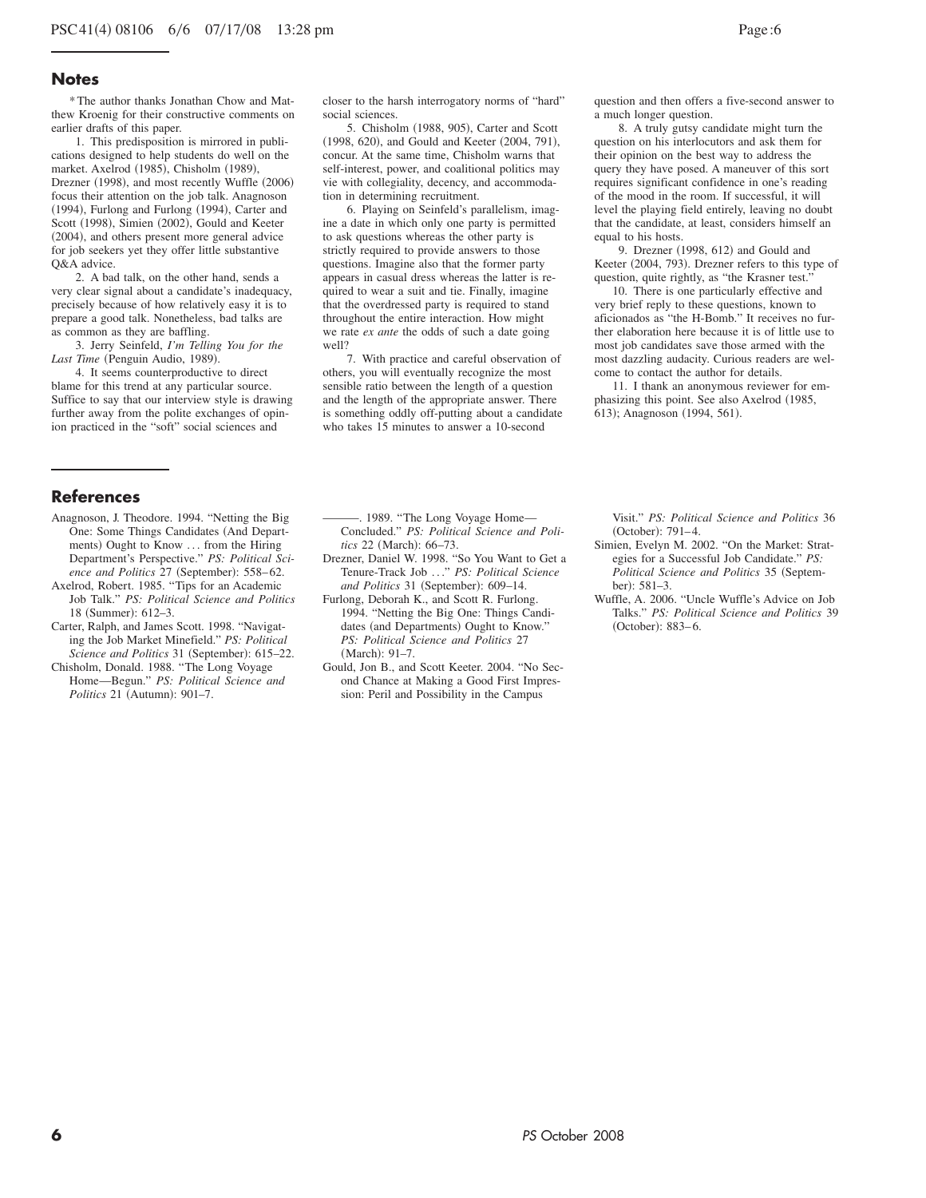## Notes

*The author thanks Jonathan Chow and Matthew Kroenig for their constructive comments on earlier drafts of this paper.

1. This predisposition is mirrored in publications designed to help students do well on the market. Axelrod (1985), Chisholm (1989), Drezner (1998), and most recently Wuffle (2006) focus their attention on the job talk. Anagnoson (1994), Furlong and Furlong (1994), Carter and Scott (1998), Simien (2002), Gould and Keeter (2004), and others present more general advice for job seekers yet they offer little substantive Q&A advice.

2. A bad talk, on the other hand, sends a very clear signal about a candidate's inadequacy, precisely because of how relatively easy it is to prepare a good talk. Nonetheless, bad talks are as common as they are baffling.

3. Jerry Seinfeld, *I'm Telling You for the Last Time* (Penguin Audio, 1989).

4. It seems counterproductive to direct blame for this trend at any particular source. Suffice to say that our interview style is drawing further away from the polite exchanges of opinion practiced in the "soft" social sciences and closer to the harsh interrogatory norms of "hard" social sciences.

5. Chisholm (1988, 905), Carter and Scott (1998, 620), and Gould and Keeter (2004, 791), concur. At the same time, Chisholm warns that self-interest, power, and coalitional politics may vie with collegiality, decency, and accommodation in determining recruitment.

6. Playing on Seinfeld's parallelism, imagine a date in which only one party is permitted to ask questions whereas the other party is strictly required to provide answers to those questions. Imagine also that the former party appears in casual dress whereas the latter is required to wear a suit and tie. Finally, imagine that the overdressed party is required to stand throughout the entire interaction. How might we rate *ex ante* the odds of such a date going well?

7. With practice and careful observation of others, you will eventually recognize the most sensible ratio between the length of a question and the length of the appropriate answer. There is something oddly off-putting about a candidate who takes 15 minutes to answer a 10-second question and then offers a five-second answer to a much longer question.

8. A truly gutsy candidate might turn the question on his interlocutors and ask them for their opinion on the best way to address the query they have posed. A maneuver of this sort requires significant confidence in one's reading of the mood in the room. If successful, it will level the playing field entirely, leaving no doubt that the candidate, at least, considers himself an equal to his hosts.

9. Drezner (1998, 612) and Gould and Keeter (2004, 793). Drezner refers to this type of question, quite rightly, as "the Krasner test."

10. There is one particularly effective and very brief reply to these questions, known to aficionados as "the H-Bomb." It receives no further elaboration here because it is of little use to most job candidates save those armed with the most dazzling audacity. Curious readers are welcome to contact the author for details.

11. I thank an anonymous reviewer for emphasizing this point. See also Axelrod (1985, 613); Anagnoson (1994, 561).

## References

Anagnoson, J. Theodore. 1994. "Netting the Big One: Some Things Candidates (And Departments) Ought to Know … from the Hiring Department's Perspective." *PS: Political Science and Politics* 27 (September): 558–62.

Axelrod, Robert. 1985. "Tips for an Academic Job Talk." *PS: Political Science and Politics* 18 (Summer): 612–3.

Carter, Ralph, and James Scott. 1998. "Navigating the Job Market Minefield." *PS: Political Science and Politics* 31 (September): 615–22.

Chisholm, Donald. 1988. "The Long Voyage Home—Begun." *PS: Political Science and Politics* 21 (Autumn): 901–7.

———. 1989. "The Long Voyage Home—Concluded." *PS: Political Science and Politics* 22 (March): 66–73.

Drezner, Daniel W. 1998. "So You Want to Get a Tenure-Track Job …" *PS: Political Science and Politics* 31 (September): 609–14.

Furlong, Deborah K., and Scott R. Furlong. 1994. "Netting the Big One: Things Candidates (and Departments) Ought to Know." *PS: Political Science and Politics* 27 (March): 91–7.

Gould, Jon B., and Scott Keeter. 2004. "No Second Chance at Making a Good First Impression: Peril and Possibility in the Campus Visit." *PS: Political Science and Politics* 36 (October): 791–4.

Simien, Evelyn M. 2002. "On the Market: Strategies for a Successful Job Candidate." *PS: Political Science and Politics* 35 (September): 581–3.

Wuffle, A. 2006. "Uncle Wuffle's Advice on Job Talks." *PS: Political Science and Politics* 39 (October): 883–6.